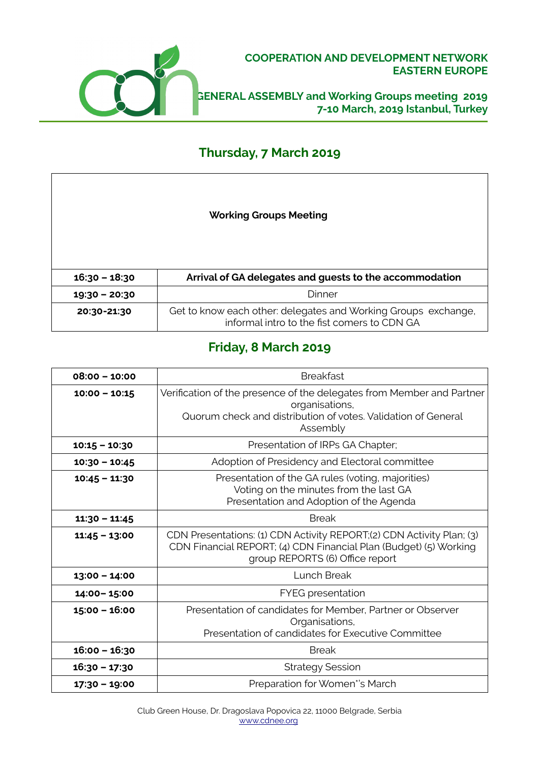**COOPERATION AND DEVELOPMENT NETWORK EASTERN EUROPE**

**GENERAL ASSEMBLY and Working Groups meeting 2019**
**7-10 March, 2019 Istanbul, Turkey**

## Thursday, 7 March 2019

| Working Groups Meeting | |
|---|---|
| **16:30 – 18:30** | **Arrival of GA delegates and guests to the accommodation** |
| **19:30 – 20:30** | Dinner |
| **20:30-21:30** | Get to know each other: delegates and Working Groups exchange, informal intro to the fist comers to CDN GA |

## Friday, 8 March 2019

| | |
|---|---|
| **08:00 – 10:00** | Breakfast |
| **10:00 – 10:15** | Verification of the presence of the delegates from Member and Partner organisations, Quorum check and distribution of votes. Validation of General Assembly |
| **10:15 – 10:30** | Presentation of IRPs GA Chapter; |
| **10:30 – 10:45** | Adoption of Presidency and Electoral committee |
| **10:45 – 11:30** | Presentation of the GA rules (voting, majorities) Voting on the minutes from the last GA Presentation and Adoption of the Agenda |
| **11:30 – 11:45** | Break |
| **11:45 – 13:00** | CDN Presentations: (1) CDN Activity REPORT;(2) CDN Activity Plan; (3) CDN Financial REPORT; (4) CDN Financial Plan (Budget) (5) Working group REPORTS (6) Office report |
| **13:00 – 14:00** | Lunch Break |
| **14:00– 15:00** | FYEG presentation |
| **15:00 – 16:00** | Presentation of candidates for Member, Partner or Observer Organisations, Presentation of candidates for Executive Committee |
| **16:00 – 16:30** | Break |
| **16:30 – 17:30** | Strategy Session |
| **17:30 – 19:00** | Preparation for Women'"s March |

Club Green House, Dr. Dragoslava Popovica 22, 11000 Belgrade, Serbia
www.cdnee.org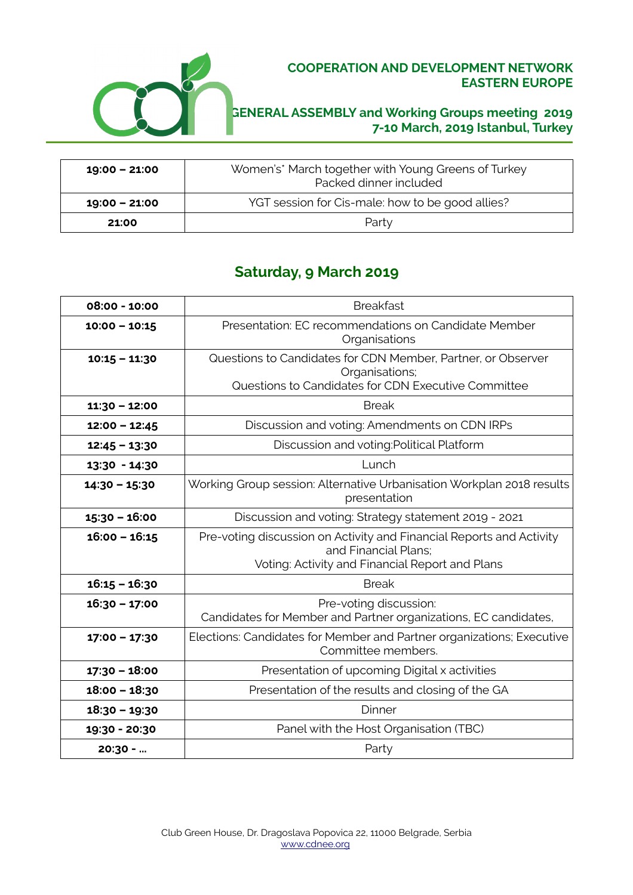| 19:00 – 21:00 | Women's* March together with Young Greens of Turkey<br>Packed dinner included |
|---|---|
| 19:00 – 21:00 | YGT session for Cis-male: how to be good allies? |
| 21:00 | Party |

## Saturday, 9 March 2019

| 08:00 - 10:00 | Breakfast |
|---|---|
| 10:00 – 10:15 | Presentation: EC recommendations on Candidate Member Organisations |
| 10:15 – 11:30 | Questions to Candidates for CDN Member, Partner, or Observer Organisations;<br>Questions to Candidates for CDN Executive Committee |
| 11:30 – 12:00 | Break |
| 12:00 – 12:45 | Discussion and voting: Amendments on CDN IRPs |
| 12:45 – 13:30 | Discussion and voting:Political Platform |
| 13:30 - 14:30 | Lunch |
| 14:30 – 15:30 | Working Group session: Alternative Urbanisation Workplan 2018 results presentation |
| 15:30 – 16:00 | Discussion and voting: Strategy statement 2019 - 2021 |
| 16:00 – 16:15 | Pre-voting discussion on Activity and Financial Reports and Activity and Financial Plans;<br>Voting: Activity and Financial Report and Plans |
| 16:15 – 16:30 | Break |
| 16:30 – 17:00 | Pre-voting discussion:<br>Candidates for Member and Partner organizations, EC candidates, |
| 17:00 – 17:30 | Elections: Candidates for Member and Partner organizations; Executive Committee members. |
| 17:30 – 18:00 | Presentation of upcoming Digital x activities |
| 18:00 – 18:30 | Presentation of the results and closing of the GA |
| 18:30 – 19:30 | Dinner |
| 19:30 - 20:30 | Panel with the Host Organisation (TBC) |
| 20:30 - ... | Party |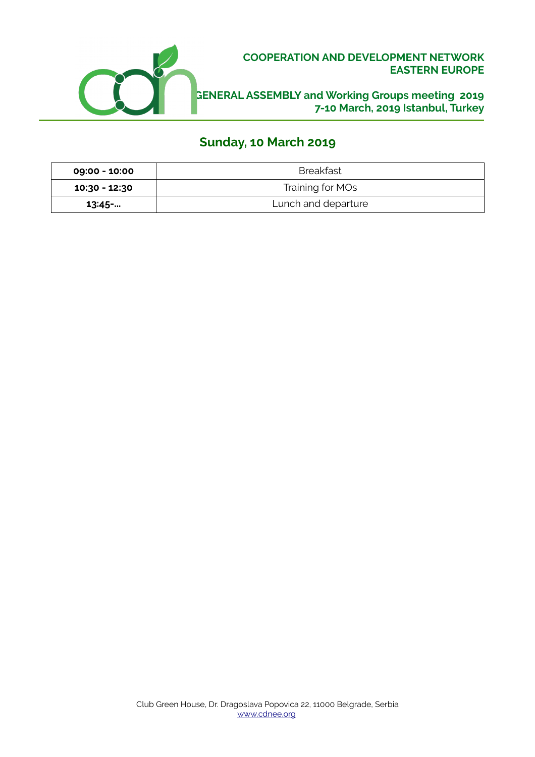## Sunday, 10 March 2019

| | |
|---|---|
| **09:00 - 10:00** | Breakfast |
| **10:30 - 12:30** | Training for MOs |
| **13:45-...** | Lunch and departure |